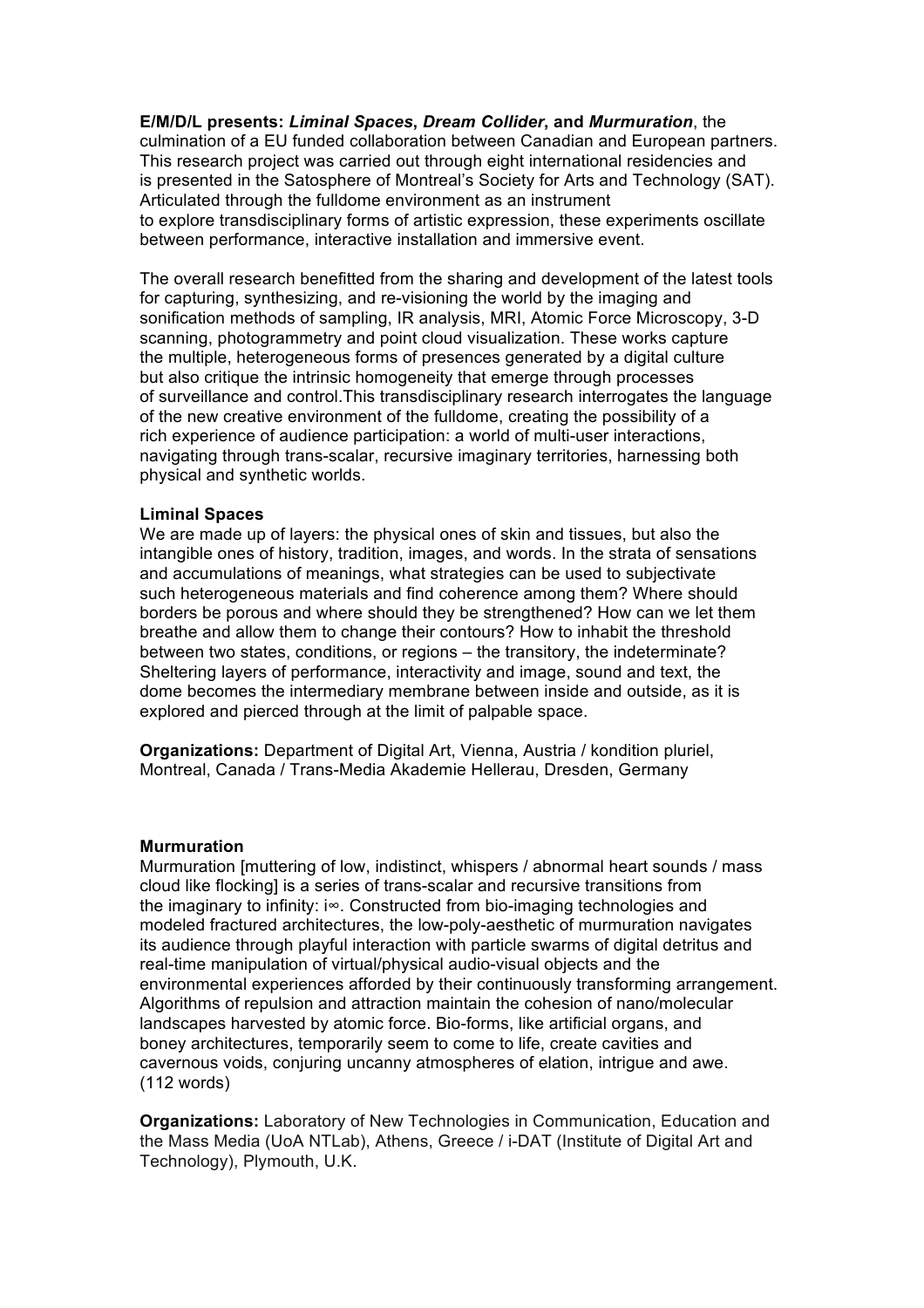**E/M/D/L presents: *Liminal Spaces*, *Dream Collider*, and *Murmuration***, the culmination of a EU funded collaboration between Canadian and European partners. This research project was carried out through eight international residencies and is presented in the Satosphere of Montreal's Society for Arts and Technology (SAT). Articulated through the fulldome environment as an instrument to explore transdisciplinary forms of artistic expression, these experiments oscillate between performance, interactive installation and immersive event.

The overall research benefitted from the sharing and development of the latest tools for capturing, synthesizing, and re-visioning the world by the imaging and sonification methods of sampling, IR analysis, MRI, Atomic Force Microscopy, 3-D scanning, photogrammetry and point cloud visualization. These works capture the multiple, heterogeneous forms of presences generated by a digital culture but also critique the intrinsic homogeneity that emerge through processes of surveillance and control.This transdisciplinary research interrogates the language of the new creative environment of the fulldome, creating the possibility of a rich experience of audience participation: a world of multi-user interactions, navigating through trans-scalar, recursive imaginary territories, harnessing both physical and synthetic worlds.

**Liminal Spaces**

We are made up of layers: the physical ones of skin and tissues, but also the intangible ones of history, tradition, images, and words. In the strata of sensations and accumulations of meanings, what strategies can be used to subjectivate such heterogeneous materials and find coherence among them? Where should borders be porous and where should they be strengthened? How can we let them breathe and allow them to change their contours? How to inhabit the threshold between two states, conditions, or regions – the transitory, the indeterminate? Sheltering layers of performance, interactivity and image, sound and text, the dome becomes the intermediary membrane between inside and outside, as it is explored and pierced through at the limit of palpable space.

**Organizations:** Department of Digital Art, Vienna, Austria / kondition pluriel, Montreal, Canada / Trans-Media Akademie Hellerau, Dresden, Germany

**Murmuration**

Murmuration [muttering of low, indistinct, whispers / abnormal heart sounds / mass cloud like flocking] is a series of trans-scalar and recursive transitions from the imaginary to infinity: i∞. Constructed from bio-imaging technologies and modeled fractured architectures, the low-poly-aesthetic of murmuration navigates its audience through playful interaction with particle swarms of digital detritus and real-time manipulation of virtual/physical audio-visual objects and the environmental experiences afforded by their continuously transforming arrangement. Algorithms of repulsion and attraction maintain the cohesion of nano/molecular landscapes harvested by atomic force. Bio-forms, like artificial organs, and boney architectures, temporarily seem to come to life, create cavities and cavernous voids, conjuring uncanny atmospheres of elation, intrigue and awe. (112 words)

**Organizations:** Laboratory of New Technologies in Communication, Education and the Mass Media (UoA NTLab), Athens, Greece / i-DAT (Institute of Digital Art and Technology), Plymouth, U.K.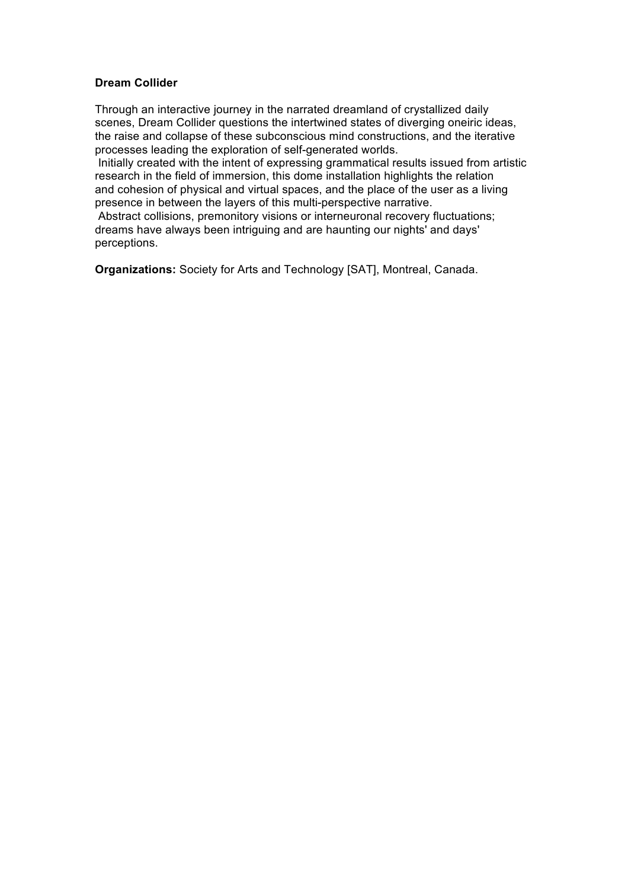**Dream Collider**

Through an interactive journey in the narrated dreamland of crystallized daily scenes, Dream Collider questions the intertwined states of diverging oneiric ideas, the raise and collapse of these subconscious mind constructions, and the iterative processes leading the exploration of self-generated worlds.

Initially created with the intent of expressing grammatical results issued from artistic research in the field of immersion, this dome installation highlights the relation and cohesion of physical and virtual spaces, and the place of the user as a living presence in between the layers of this multi-perspective narrative.

Abstract collisions, premonitory visions or interneuronal recovery fluctuations; dreams have always been intriguing and are haunting our nights' and days' perceptions.

**Organizations:** Society for Arts and Technology [SAT], Montreal, Canada.